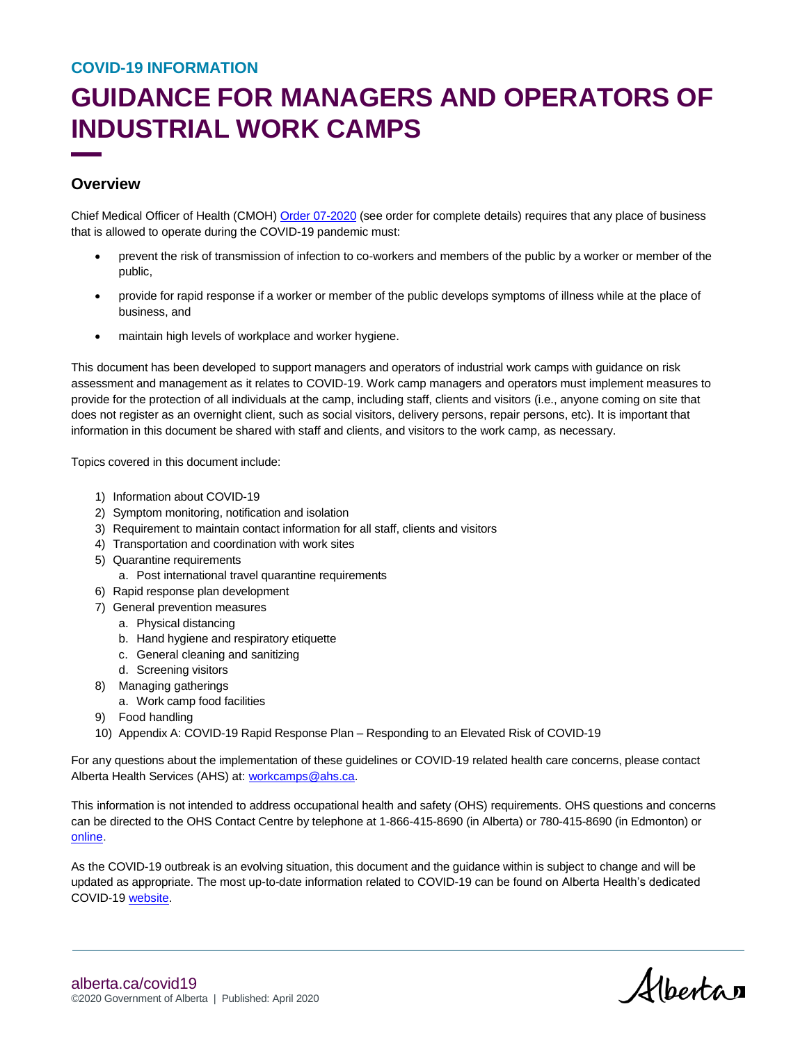COVID-19 INFORMATION

# GUIDANCE FOR MANAGERS AND OPERATORS OF INDUSTRIAL WORK CAMPS

## Overview

Chief Medical Officer of Health (CMOH) Order 07-2020 (see order for complete details) requires that any place of business that is allowed to operate during the COVID-19 pandemic must:

- prevent the risk of transmission of infection to co-workers and members of the public by a worker or member of the public,
- provide for rapid response if a worker or member of the public develops symptoms of illness while at the place of business, and
- maintain high levels of workplace and worker hygiene.

This document has been developed to support managers and operators of industrial work camps with guidance on risk assessment and management as it relates to COVID-19. Work camp managers and operators must implement measures to provide for the protection of all individuals at the camp, including staff, clients and visitors (i.e., anyone coming on site that does not register as an overnight client, such as social visitors, delivery persons, repair persons, etc). It is important that information in this document be shared with staff and clients, and visitors to the work camp, as necessary.

Topics covered in this document include:

1) Information about COVID-19
2) Symptom monitoring, notification and isolation
3) Requirement to maintain contact information for all staff, clients and visitors
4) Transportation and coordination with work sites
5) Quarantine requirements
   a. Post international travel quarantine requirements
6) Rapid response plan development
7) General prevention measures
   a. Physical distancing
   b. Hand hygiene and respiratory etiquette
   c. General cleaning and sanitizing
   d. Screening visitors
8) Managing gatherings
   a. Work camp food facilities
9) Food handling
10) Appendix A: COVID-19 Rapid Response Plan – Responding to an Elevated Risk of COVID-19

For any questions about the implementation of these guidelines or COVID-19 related health care concerns, please contact Alberta Health Services (AHS) at: workcamps@ahs.ca.

This information is not intended to address occupational health and safety (OHS) requirements. OHS questions and concerns can be directed to the OHS Contact Centre by telephone at 1-866-415-8690 (in Alberta) or 780-415-8690 (in Edmonton) or online.

As the COVID-19 outbreak is an evolving situation, this document and the guidance within is subject to change and will be updated as appropriate. The most up-to-date information related to COVID-19 can be found on Alberta Health's dedicated COVID-19 website.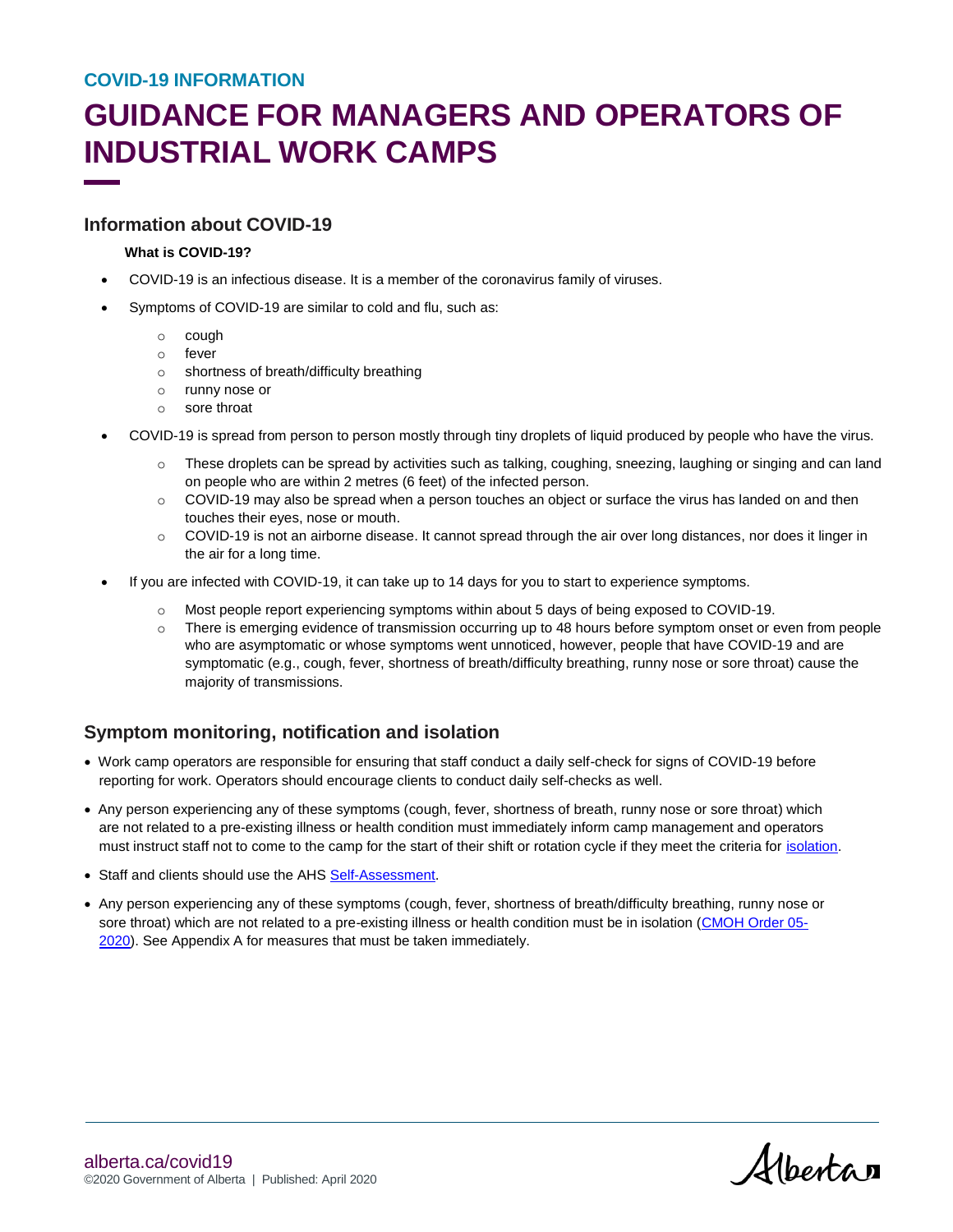**COVID-19 INFORMATION**

# GUIDANCE FOR MANAGERS AND OPERATORS OF INDUSTRIAL WORK CAMPS

## Information about COVID-19

**What is COVID-19?**

- COVID-19 is an infectious disease. It is a member of the coronavirus family of viruses.
- Symptoms of COVID-19 are similar to cold and flu, such as:
  - cough
  - fever
  - shortness of breath/difficulty breathing
  - runny nose or
  - sore throat
- COVID-19 is spread from person to person mostly through tiny droplets of liquid produced by people who have the virus.
  - These droplets can be spread by activities such as talking, coughing, sneezing, laughing or singing and can land on people who are within 2 metres (6 feet) of the infected person.
  - COVID-19 may also be spread when a person touches an object or surface the virus has landed on and then touches their eyes, nose or mouth.
  - COVID-19 is not an airborne disease. It cannot spread through the air over long distances, nor does it linger in the air for a long time.
- If you are infected with COVID-19, it can take up to 14 days for you to start to experience symptoms.
  - Most people report experiencing symptoms within about 5 days of being exposed to COVID-19.
  - There is emerging evidence of transmission occurring up to 48 hours before symptom onset or even from people who are asymptomatic or whose symptoms went unnoticed, however, people that have COVID-19 and are symptomatic (e.g., cough, fever, shortness of breath/difficulty breathing, runny nose or sore throat) cause the majority of transmissions.

## Symptom monitoring, notification and isolation

- Work camp operators are responsible for ensuring that staff conduct a daily self-check for signs of COVID-19 before reporting for work. Operators should encourage clients to conduct daily self-checks as well.
- Any person experiencing any of these symptoms (cough, fever, shortness of breath, runny nose or sore throat) which are not related to a pre-existing illness or health condition must immediately inform camp management and operators must instruct staff not to come to the camp for the start of their shift or rotation cycle if they meet the criteria for isolation.
- Staff and clients should use the AHS Self-Assessment.
- Any person experiencing any of these symptoms (cough, fever, shortness of breath/difficulty breathing, runny nose or sore throat) which are not related to a pre-existing illness or health condition must be in isolation (CMOH Order 05-2020). See Appendix A for measures that must be taken immediately.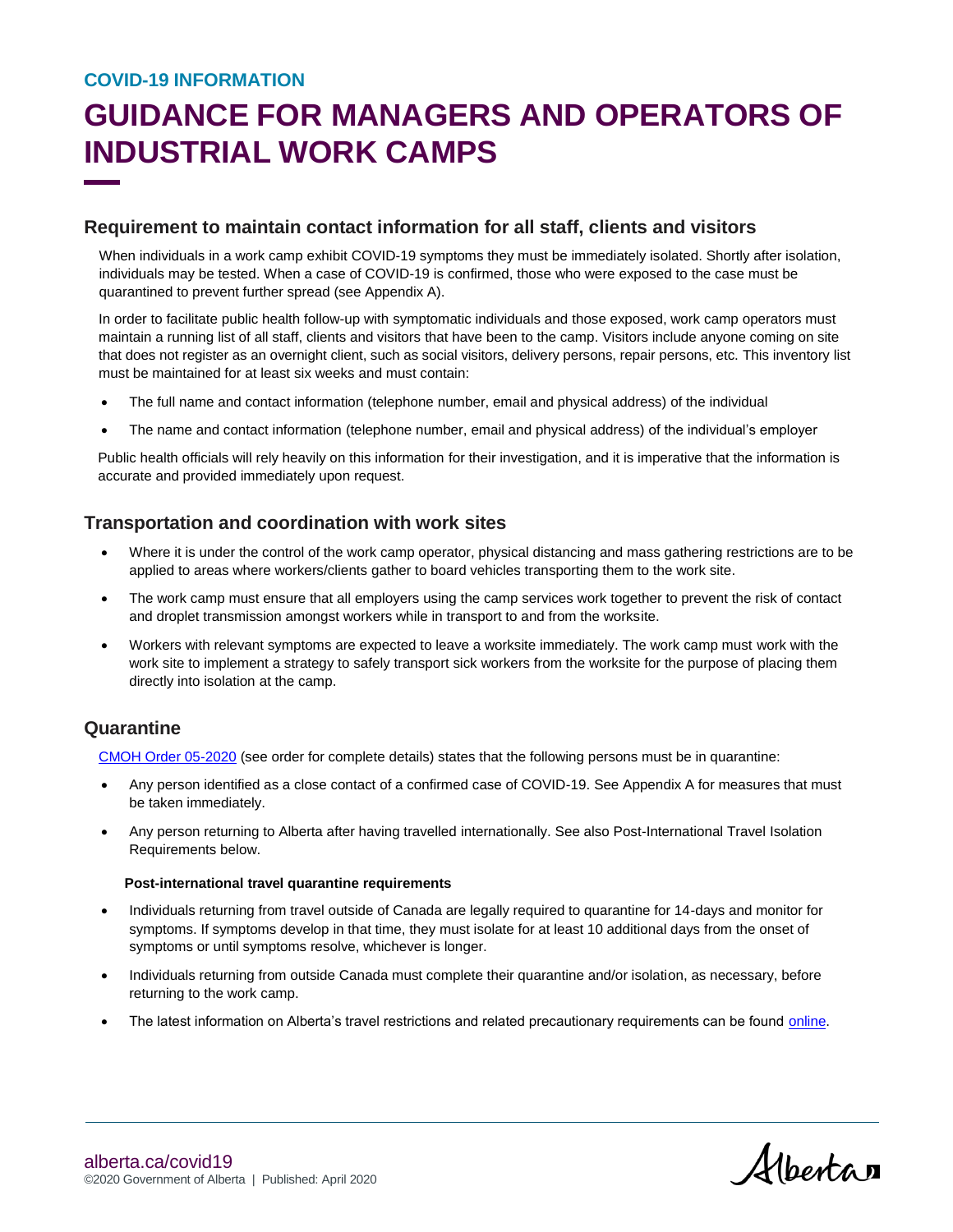**COVID-19 INFORMATION**

# GUIDANCE FOR MANAGERS AND OPERATORS OF INDUSTRIAL WORK CAMPS

## Requirement to maintain contact information for all staff, clients and visitors

When individuals in a work camp exhibit COVID-19 symptoms they must be immediately isolated. Shortly after isolation, individuals may be tested. When a case of COVID-19 is confirmed, those who were exposed to the case must be quarantined to prevent further spread (see Appendix A).

In order to facilitate public health follow-up with symptomatic individuals and those exposed, work camp operators must maintain a running list of all staff, clients and visitors that have been to the camp. Visitors include anyone coming on site that does not register as an overnight client, such as social visitors, delivery persons, repair persons, etc. This inventory list must be maintained for at least six weeks and must contain:

- The full name and contact information (telephone number, email and physical address) of the individual
- The name and contact information (telephone number, email and physical address) of the individual's employer

Public health officials will rely heavily on this information for their investigation, and it is imperative that the information is accurate and provided immediately upon request.

## Transportation and coordination with work sites

- Where it is under the control of the work camp operator, physical distancing and mass gathering restrictions are to be applied to areas where workers/clients gather to board vehicles transporting them to the work site.
- The work camp must ensure that all employers using the camp services work together to prevent the risk of contact and droplet transmission amongst workers while in transport to and from the worksite.
- Workers with relevant symptoms are expected to leave a worksite immediately. The work camp must work with the work site to implement a strategy to safely transport sick workers from the worksite for the purpose of placing them directly into isolation at the camp.

## Quarantine

[CMOH Order 05-2020](#) (see order for complete details) states that the following persons must be in quarantine:

- Any person identified as a close contact of a confirmed case of COVID-19. See Appendix A for measures that must be taken immediately.
- Any person returning to Alberta after having travelled internationally. See also Post-International Travel Isolation Requirements below.

#### Post-international travel quarantine requirements

- Individuals returning from travel outside of Canada are legally required to quarantine for 14-days and monitor for symptoms. If symptoms develop in that time, they must isolate for at least 10 additional days from the onset of symptoms or until symptoms resolve, whichever is longer.
- Individuals returning from outside Canada must complete their quarantine and/or isolation, as necessary, before returning to the work camp.
- The latest information on Alberta's travel restrictions and related precautionary requirements can be found [online](#).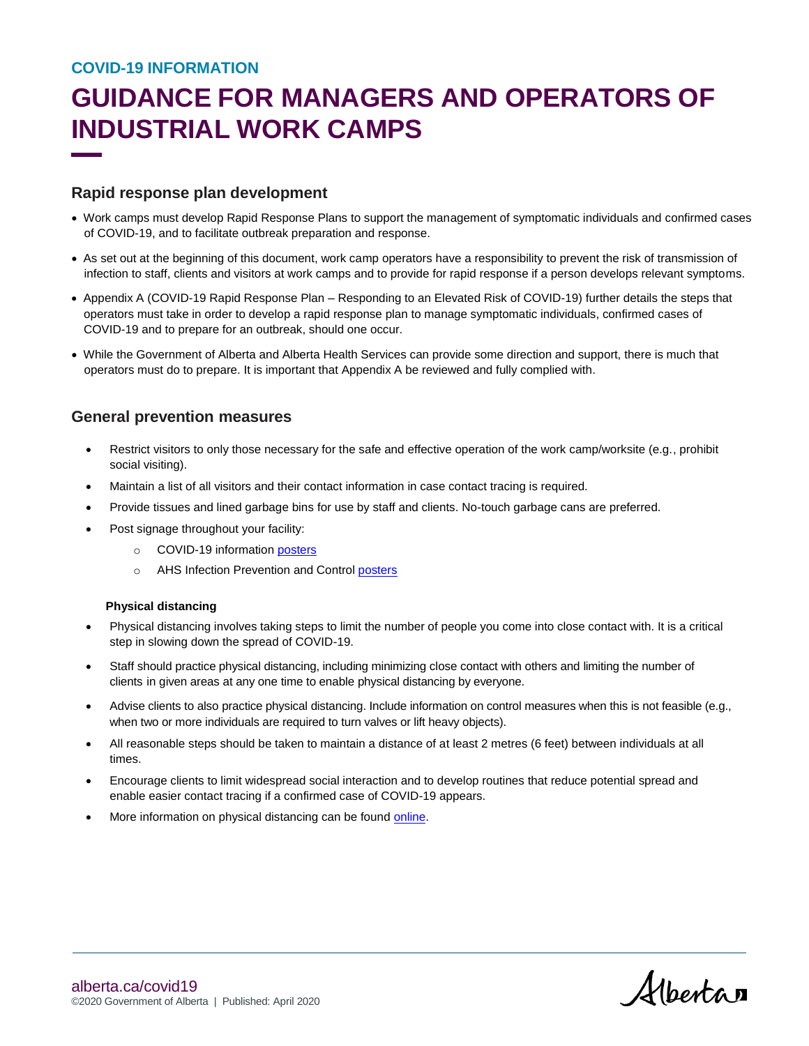COVID-19 INFORMATION

# GUIDANCE FOR MANAGERS AND OPERATORS OF INDUSTRIAL WORK CAMPS

## Rapid response plan development

- Work camps must develop Rapid Response Plans to support the management of symptomatic individuals and confirmed cases of COVID-19, and to facilitate outbreak preparation and response.
- As set out at the beginning of this document, work camp operators have a responsibility to prevent the risk of transmission of infection to staff, clients and visitors at work camps and to provide for rapid response if a person develops relevant symptoms.
- Appendix A (COVID-19 Rapid Response Plan – Responding to an Elevated Risk of COVID-19) further details the steps that operators must take in order to develop a rapid response plan to manage symptomatic individuals, confirmed cases of COVID-19 and to prepare for an outbreak, should one occur.
- While the Government of Alberta and Alberta Health Services can provide some direction and support, there is much that operators must do to prepare. It is important that Appendix A be reviewed and fully complied with.

## General prevention measures

- Restrict visitors to only those necessary for the safe and effective operation of the work camp/worksite (e.g., prohibit social visiting).
- Maintain a list of all visitors and their contact information in case contact tracing is required.
- Provide tissues and lined garbage bins for use by staff and clients. No-touch garbage cans are preferred.
- Post signage throughout your facility:
  - COVID-19 information posters
  - AHS Infection Prevention and Control posters

### Physical distancing

- Physical distancing involves taking steps to limit the number of people you come into close contact with. It is a critical step in slowing down the spread of COVID-19.
- Staff should practice physical distancing, including minimizing close contact with others and limiting the number of clients in given areas at any one time to enable physical distancing by everyone.
- Advise clients to also practice physical distancing. Include information on control measures when this is not feasible (e.g., when two or more individuals are required to turn valves or lift heavy objects).
- All reasonable steps should be taken to maintain a distance of at least 2 metres (6 feet) between individuals at all times.
- Encourage clients to limit widespread social interaction and to develop routines that reduce potential spread and enable easier contact tracing if a confirmed case of COVID-19 appears.
- More information on physical distancing can be found online.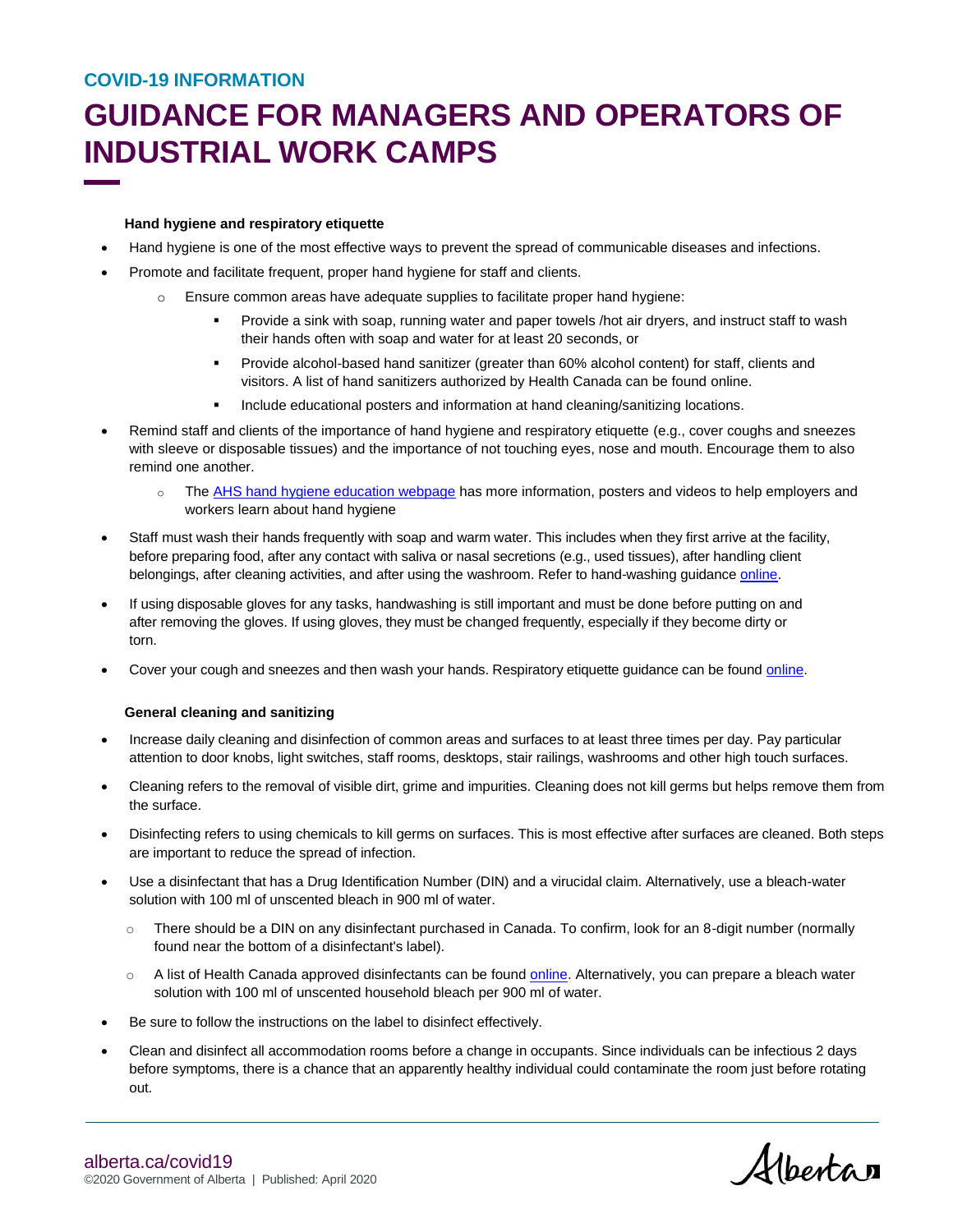COVID-19 INFORMATION

# GUIDANCE FOR MANAGERS AND OPERATORS OF INDUSTRIAL WORK CAMPS

**Hand hygiene and respiratory etiquette**

- Hand hygiene is one of the most effective ways to prevent the spread of communicable diseases and infections.
- Promote and facilitate frequent, proper hand hygiene for staff and clients.
  - Ensure common areas have adequate supplies to facilitate proper hand hygiene:
    - Provide a sink with soap, running water and paper towels /hot air dryers, and instruct staff to wash their hands often with soap and water for at least 20 seconds, or
    - Provide alcohol-based hand sanitizer (greater than 60% alcohol content) for staff, clients and visitors. A list of hand sanitizers authorized by Health Canada can be found online.
    - Include educational posters and information at hand cleaning/sanitizing locations.
- Remind staff and clients of the importance of hand hygiene and respiratory etiquette (e.g., cover coughs and sneezes with sleeve or disposable tissues) and the importance of not touching eyes, nose and mouth. Encourage them to also remind one another.
  - The AHS hand hygiene education webpage has more information, posters and videos to help employers and workers learn about hand hygiene
- Staff must wash their hands frequently with soap and warm water. This includes when they first arrive at the facility, before preparing food, after any contact with saliva or nasal secretions (e.g., used tissues), after handling client belongings, after cleaning activities, and after using the washroom. Refer to hand-washing guidance online.
- If using disposable gloves for any tasks, handwashing is still important and must be done before putting on and after removing the gloves. If using gloves, they must be changed frequently, especially if they become dirty or torn.
- Cover your cough and sneezes and then wash your hands. Respiratory etiquette guidance can be found online.

**General cleaning and sanitizing**

- Increase daily cleaning and disinfection of common areas and surfaces to at least three times per day. Pay particular attention to door knobs, light switches, staff rooms, desktops, stair railings, washrooms and other high touch surfaces.
- Cleaning refers to the removal of visible dirt, grime and impurities. Cleaning does not kill germs but helps remove them from the surface.
- Disinfecting refers to using chemicals to kill germs on surfaces. This is most effective after surfaces are cleaned. Both steps are important to reduce the spread of infection.
- Use a disinfectant that has a Drug Identification Number (DIN) and a virucidal claim. Alternatively, use a bleach-water solution with 100 ml of unscented bleach in 900 ml of water.
  - There should be a DIN on any disinfectant purchased in Canada. To confirm, look for an 8-digit number (normally found near the bottom of a disinfectant's label).
  - A list of Health Canada approved disinfectants can be found online. Alternatively, you can prepare a bleach water solution with 100 ml of unscented household bleach per 900 ml of water.
- Be sure to follow the instructions on the label to disinfect effectively.
- Clean and disinfect all accommodation rooms before a change in occupants. Since individuals can be infectious 2 days before symptoms, there is a chance that an apparently healthy individual could contaminate the room just before rotating out.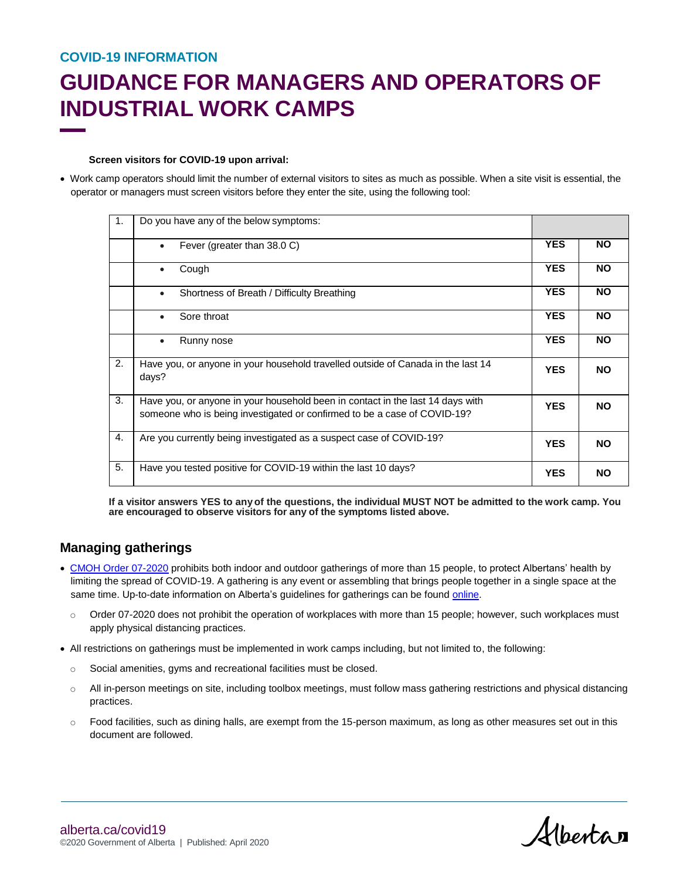**COVID-19 INFORMATION**

# GUIDANCE FOR MANAGERS AND OPERATORS OF INDUSTRIAL WORK CAMPS

**Screen visitors for COVID-19 upon arrival:**

- Work camp operators should limit the number of external visitors to sites as much as possible. When a site visit is essential, the operator or managers must screen visitors before they enter the site, using the following tool:

| | | | |
|---|---|---|---|
| 1. | Do you have any of the below symptoms: | | |
| | • Fever (greater than 38.0 C) | **YES** | **NO** |
| | • Cough | **YES** | **NO** |
| | • Shortness of Breath / Difficulty Breathing | **YES** | **NO** |
| | • Sore throat | **YES** | **NO** |
| | • Runny nose | **YES** | **NO** |
| 2. | Have you, or anyone in your household travelled outside of Canada in the last 14 days? | **YES** | **NO** |
| 3. | Have you, or anyone in your household been in contact in the last 14 days with someone who is being investigated or confirmed to be a case of COVID-19? | **YES** | **NO** |
| 4. | Are you currently being investigated as a suspect case of COVID-19? | **YES** | **NO** |
| 5. | Have you tested positive for COVID-19 within the last 10 days? | **YES** | **NO** |

**If a visitor answers YES to any of the questions, the individual MUST NOT be admitted to the work camp. You are encouraged to observe visitors for any of the symptoms listed above.**

## Managing gatherings

- CMOH Order 07-2020 prohibits both indoor and outdoor gatherings of more than 15 people, to protect Albertans' health by limiting the spread of COVID-19. A gathering is any event or assembling that brings people together in a single space at the same time. Up-to-date information on Alberta's guidelines for gatherings can be found online.
  - Order 07-2020 does not prohibit the operation of workplaces with more than 15 people; however, such workplaces must apply physical distancing practices.
- All restrictions on gatherings must be implemented in work camps including, but not limited to, the following:
  - Social amenities, gyms and recreational facilities must be closed.
  - All in-person meetings on site, including toolbox meetings, must follow mass gathering restrictions and physical distancing practices.
  - Food facilities, such as dining halls, are exempt from the 15-person maximum, as long as other measures set out in this document are followed.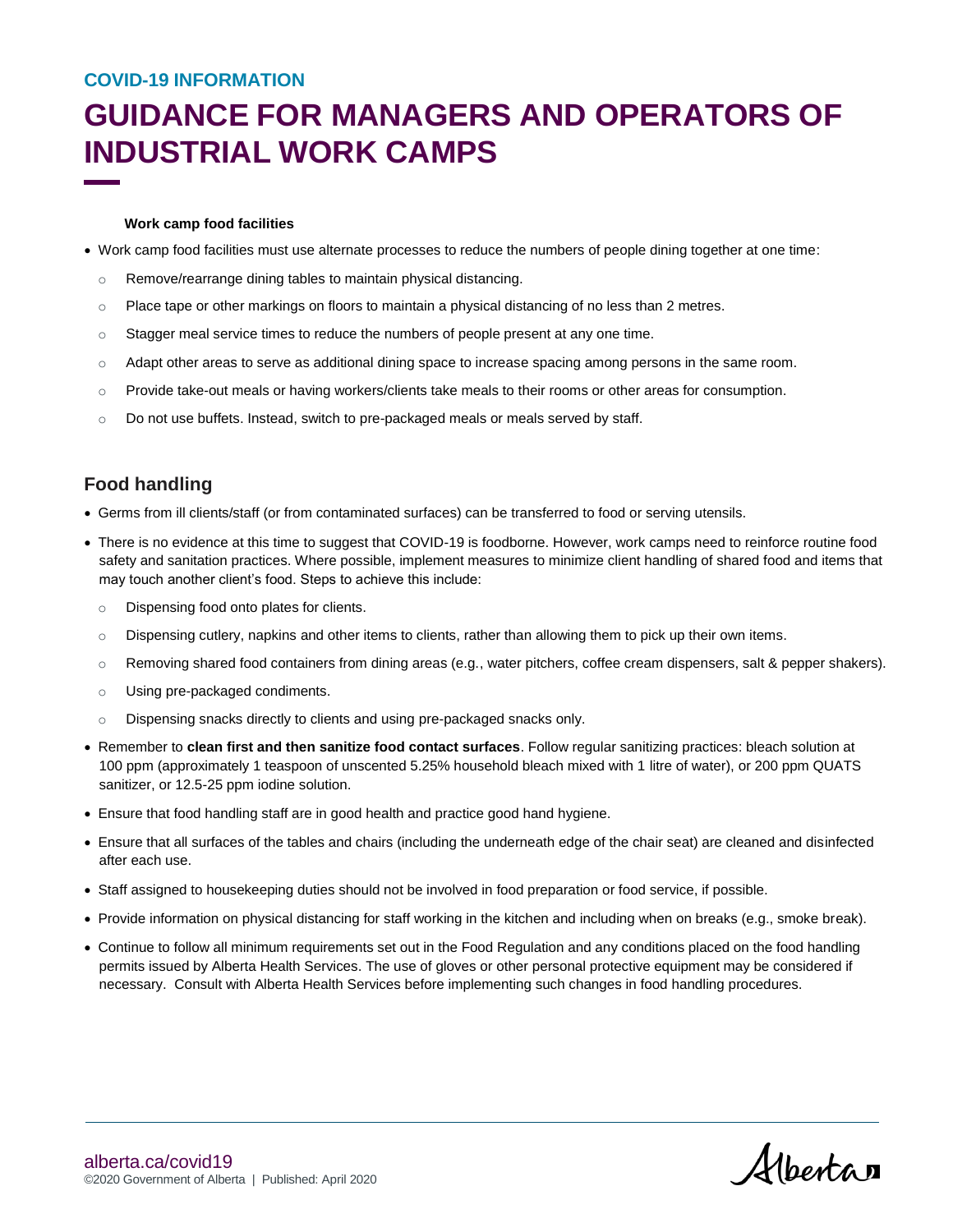**Work camp food facilities**

- Work camp food facilities must use alternate processes to reduce the numbers of people dining together at one time:
  - Remove/rearrange dining tables to maintain physical distancing.
  - Place tape or other markings on floors to maintain a physical distancing of no less than 2 metres.
  - Stagger meal service times to reduce the numbers of people present at any one time.
  - Adapt other areas to serve as additional dining space to increase spacing among persons in the same room.
  - Provide take-out meals or having workers/clients take meals to their rooms or other areas for consumption.
  - Do not use buffets. Instead, switch to pre-packaged meals or meals served by staff.

## Food handling

- Germs from ill clients/staff (or from contaminated surfaces) can be transferred to food or serving utensils.
- There is no evidence at this time to suggest that COVID-19 is foodborne. However, work camps need to reinforce routine food safety and sanitation practices. Where possible, implement measures to minimize client handling of shared food and items that may touch another client's food. Steps to achieve this include:
  - Dispensing food onto plates for clients.
  - Dispensing cutlery, napkins and other items to clients, rather than allowing them to pick up their own items.
  - Removing shared food containers from dining areas (e.g., water pitchers, coffee cream dispensers, salt & pepper shakers).
  - Using pre-packaged condiments.
  - Dispensing snacks directly to clients and using pre-packaged snacks only.
- Remember to **clean first and then sanitize food contact surfaces**. Follow regular sanitizing practices: bleach solution at 100 ppm (approximately 1 teaspoon of unscented 5.25% household bleach mixed with 1 litre of water), or 200 ppm QUATS sanitizer, or 12.5-25 ppm iodine solution.
- Ensure that food handling staff are in good health and practice good hand hygiene.
- Ensure that all surfaces of the tables and chairs (including the underneath edge of the chair seat) are cleaned and disinfected after each use.
- Staff assigned to housekeeping duties should not be involved in food preparation or food service, if possible.
- Provide information on physical distancing for staff working in the kitchen and including when on breaks (e.g., smoke break).
- Continue to follow all minimum requirements set out in the Food Regulation and any conditions placed on the food handling permits issued by Alberta Health Services. The use of gloves or other personal protective equipment may be considered if necessary. Consult with Alberta Health Services before implementing such changes in food handling procedures.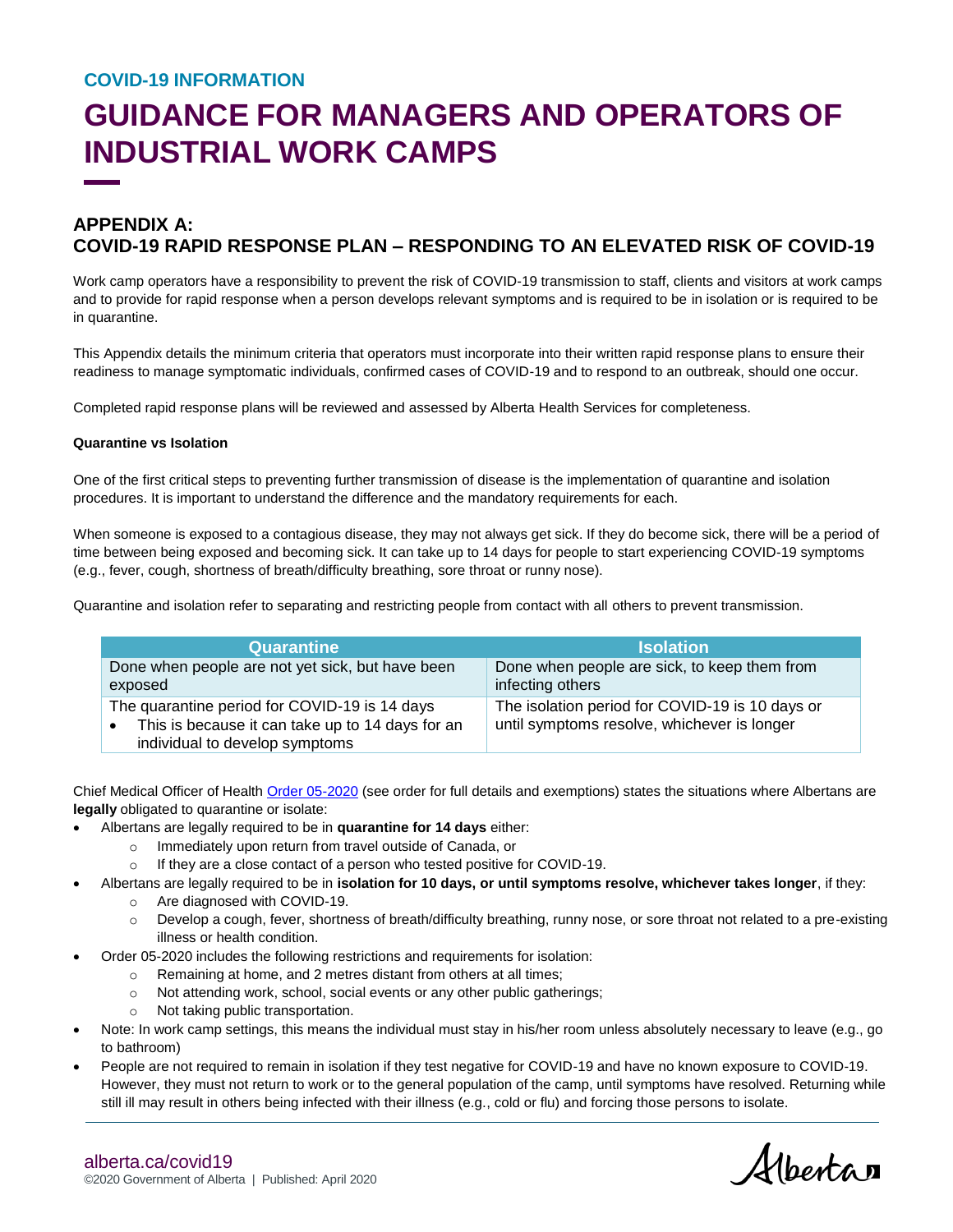COVID-19 INFORMATION

# GUIDANCE FOR MANAGERS AND OPERATORS OF INDUSTRIAL WORK CAMPS

## APPENDIX A: COVID-19 RAPID RESPONSE PLAN – RESPONDING TO AN ELEVATED RISK OF COVID-19

Work camp operators have a responsibility to prevent the risk of COVID-19 transmission to staff, clients and visitors at work camps and to provide for rapid response when a person develops relevant symptoms and is required to be in isolation or is required to be in quarantine.

This Appendix details the minimum criteria that operators must incorporate into their written rapid response plans to ensure their readiness to manage symptomatic individuals, confirmed cases of COVID-19 and to respond to an outbreak, should one occur.

Completed rapid response plans will be reviewed and assessed by Alberta Health Services for completeness.

**Quarantine vs Isolation**

One of the first critical steps to preventing further transmission of disease is the implementation of quarantine and isolation procedures. It is important to understand the difference and the mandatory requirements for each.

When someone is exposed to a contagious disease, they may not always get sick. If they do become sick, there will be a period of time between being exposed and becoming sick. It can take up to 14 days for people to start experiencing COVID-19 symptoms (e.g., fever, cough, shortness of breath/difficulty breathing, sore throat or runny nose).

Quarantine and isolation refer to separating and restricting people from contact with all others to prevent transmission.

| Quarantine | Isolation |
| --- | --- |
| Done when people are not yet sick, but have been exposed | Done when people are sick, to keep them from infecting others |
| The quarantine period for COVID-19 is 14 days<br>• This is because it can take up to 14 days for an individual to develop symptoms | The isolation period for COVID-19 is 10 days or until symptoms resolve, whichever is longer |

Chief Medical Officer of Health Order 05-2020 (see order for full details and exemptions) states the situations where Albertans are **legally** obligated to quarantine or isolate:

- Albertans are legally required to be in **quarantine for 14 days** either:
  - Immediately upon return from travel outside of Canada, or
  - If they are a close contact of a person who tested positive for COVID-19.
- Albertans are legally required to be in **isolation for 10 days, or until symptoms resolve, whichever takes longer**, if they:
  - Are diagnosed with COVID-19.
  - Develop a cough, fever, shortness of breath/difficulty breathing, runny nose, or sore throat not related to a pre-existing illness or health condition.
- Order 05-2020 includes the following restrictions and requirements for isolation:
  - Remaining at home, and 2 metres distant from others at all times;
  - Not attending work, school, social events or any other public gatherings;
  - Not taking public transportation.
- Note: In work camp settings, this means the individual must stay in his/her room unless absolutely necessary to leave (e.g., go to bathroom)
- People are not required to remain in isolation if they test negative for COVID-19 and have no known exposure to COVID-19. However, they must not return to work or to the general population of the camp, until symptoms have resolved. Returning while still ill may result in others being infected with their illness (e.g., cold or flu) and forcing those persons to isolate.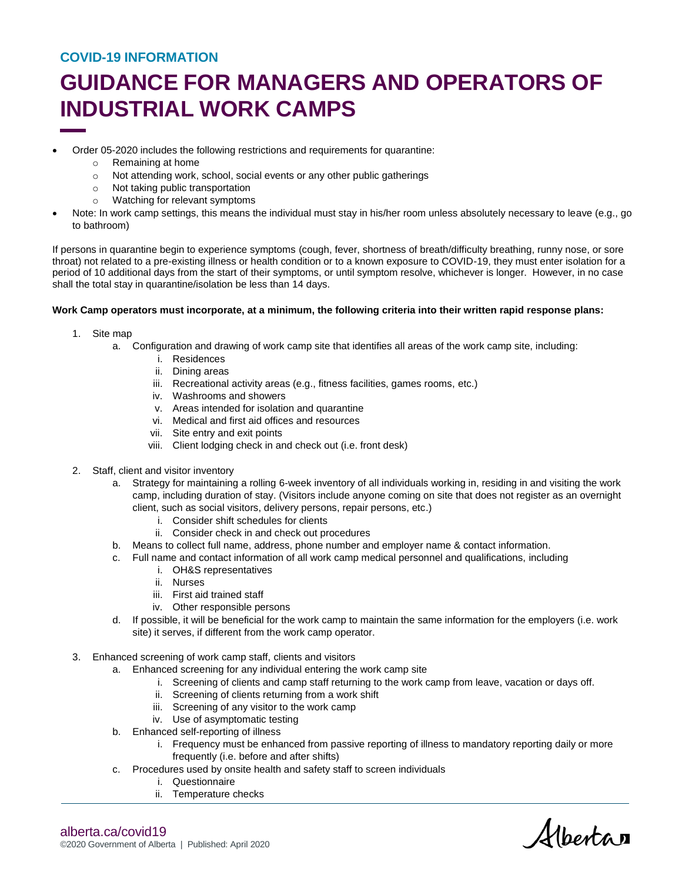# COVID-19 INFORMATION

# GUIDANCE FOR MANAGERS AND OPERATORS OF INDUSTRIAL WORK CAMPS

- Order 05-2020 includes the following restrictions and requirements for quarantine:
  - Remaining at home
  - Not attending work, school, social events or any other public gatherings
  - Not taking public transportation
  - Watching for relevant symptoms
- Note: In work camp settings, this means the individual must stay in his/her room unless absolutely necessary to leave (e.g., go to bathroom)

If persons in quarantine begin to experience symptoms (cough, fever, shortness of breath/difficulty breathing, runny nose, or sore throat) not related to a pre-existing illness or health condition or to a known exposure to COVID-19, they must enter isolation for a period of 10 additional days from the start of their symptoms, or until symptom resolve, whichever is longer. However, in no case shall the total stay in quarantine/isolation be less than 14 days.

**Work Camp operators must incorporate, at a minimum, the following criteria into their written rapid response plans:**

1. Site map
   a. Configuration and drawing of work camp site that identifies all areas of the work camp site, including:
      i. Residences
      ii. Dining areas
      iii. Recreational activity areas (e.g., fitness facilities, games rooms, etc.)
      iv. Washrooms and showers
      v. Areas intended for isolation and quarantine
      vi. Medical and first aid offices and resources
      vii. Site entry and exit points
      viii. Client lodging check in and check out (i.e. front desk)
2. Staff, client and visitor inventory
   a. Strategy for maintaining a rolling 6-week inventory of all individuals working in, residing in and visiting the work camp, including duration of stay. (Visitors include anyone coming on site that does not register as an overnight client, such as social visitors, delivery persons, repair persons, etc.)
      i. Consider shift schedules for clients
      ii. Consider check in and check out procedures
   b. Means to collect full name, address, phone number and employer name & contact information.
   c. Full name and contact information of all work camp medical personnel and qualifications, including
      i. OH&S representatives
      ii. Nurses
      iii. First aid trained staff
      iv. Other responsible persons
   d. If possible, it will be beneficial for the work camp to maintain the same information for the employers (i.e. work site) it serves, if different from the work camp operator.
3. Enhanced screening of work camp staff, clients and visitors
   a. Enhanced screening for any individual entering the work camp site
      i. Screening of clients and camp staff returning to the work camp from leave, vacation or days off.
      ii. Screening of clients returning from a work shift
      iii. Screening of any visitor to the work camp
      iv. Use of asymptomatic testing
   b. Enhanced self-reporting of illness
      i. Frequency must be enhanced from passive reporting of illness to mandatory reporting daily or more frequently (i.e. before and after shifts)
   c. Procedures used by onsite health and safety staff to screen individuals
      i. Questionnaire
      ii. Temperature checks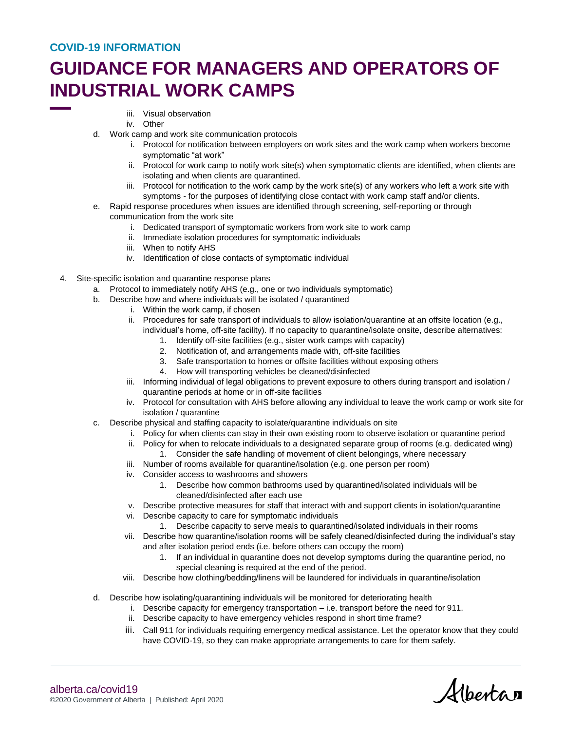iii. Visual observation
iv. Other

d. Work camp and work site communication protocols
   i. Protocol for notification between employers on work sites and the work camp when workers become symptomatic "at work"
   ii. Protocol for work camp to notify work site(s) when symptomatic clients are identified, when clients are isolating and when clients are quarantined.
   iii. Protocol for notification to the work camp by the work site(s) of any workers who left a work site with symptoms - for the purposes of identifying close contact with work camp staff and/or clients.

e. Rapid response procedures when issues are identified through screening, self-reporting or through communication from the work site
   i. Dedicated transport of symptomatic workers from work site to work camp
   ii. Immediate isolation procedures for symptomatic individuals
   iii. When to notify AHS
   iv. Identification of close contacts of symptomatic individual

4. Site-specific isolation and quarantine response plans
   a. Protocol to immediately notify AHS (e.g., one or two individuals symptomatic)
   b. Describe how and where individuals will be isolated / quarantined
      i. Within the work camp, if chosen
      ii. Procedures for safe transport of individuals to allow isolation/quarantine at an offsite location (e.g., individual's home, off-site facility). If no capacity to quarantine/isolate onsite, describe alternatives:
         1. Identify off-site facilities (e.g., sister work camps with capacity)
         2. Notification of, and arrangements made with, off-site facilities
         3. Safe transportation to homes or offsite facilities without exposing others
         4. How will transporting vehicles be cleaned/disinfected
      iii. Informing individual of legal obligations to prevent exposure to others during transport and isolation / quarantine periods at home or in off-site facilities
      iv. Protocol for consultation with AHS before allowing any individual to leave the work camp or work site for isolation / quarantine
   c. Describe physical and staffing capacity to isolate/quarantine individuals on site
      i. Policy for when clients can stay in their own existing room to observe isolation or quarantine period
      ii. Policy for when to relocate individuals to a designated separate group of rooms (e.g. dedicated wing)
         1. Consider the safe handling of movement of client belongings, where necessary
      iii. Number of rooms available for quarantine/isolation (e.g. one person per room)
      iv. Consider access to washrooms and showers
         1. Describe how common bathrooms used by quarantined/isolated individuals will be cleaned/disinfected after each use
      v. Describe protective measures for staff that interact with and support clients in isolation/quarantine
      vi. Describe capacity to care for symptomatic individuals
         1. Describe capacity to serve meals to quarantined/isolated individuals in their rooms
      vii. Describe how quarantine/isolation rooms will be safely cleaned/disinfected during the individual's stay and after isolation period ends (i.e. before others can occupy the room)
         1. If an individual in quarantine does not develop symptoms during the quarantine period, no special cleaning is required at the end of the period.
      viii. Describe how clothing/bedding/linens will be laundered for individuals in quarantine/isolation
   d. Describe how isolating/quarantining individuals will be monitored for deteriorating health
      i. Describe capacity for emergency transportation – i.e. transport before the need for 911.
      ii. Describe capacity to have emergency vehicles respond in short time frame?
      iii. Call 911 for individuals requiring emergency medical assistance. Let the operator know that they could have COVID-19, so they can make appropriate arrangements to care for them safely.